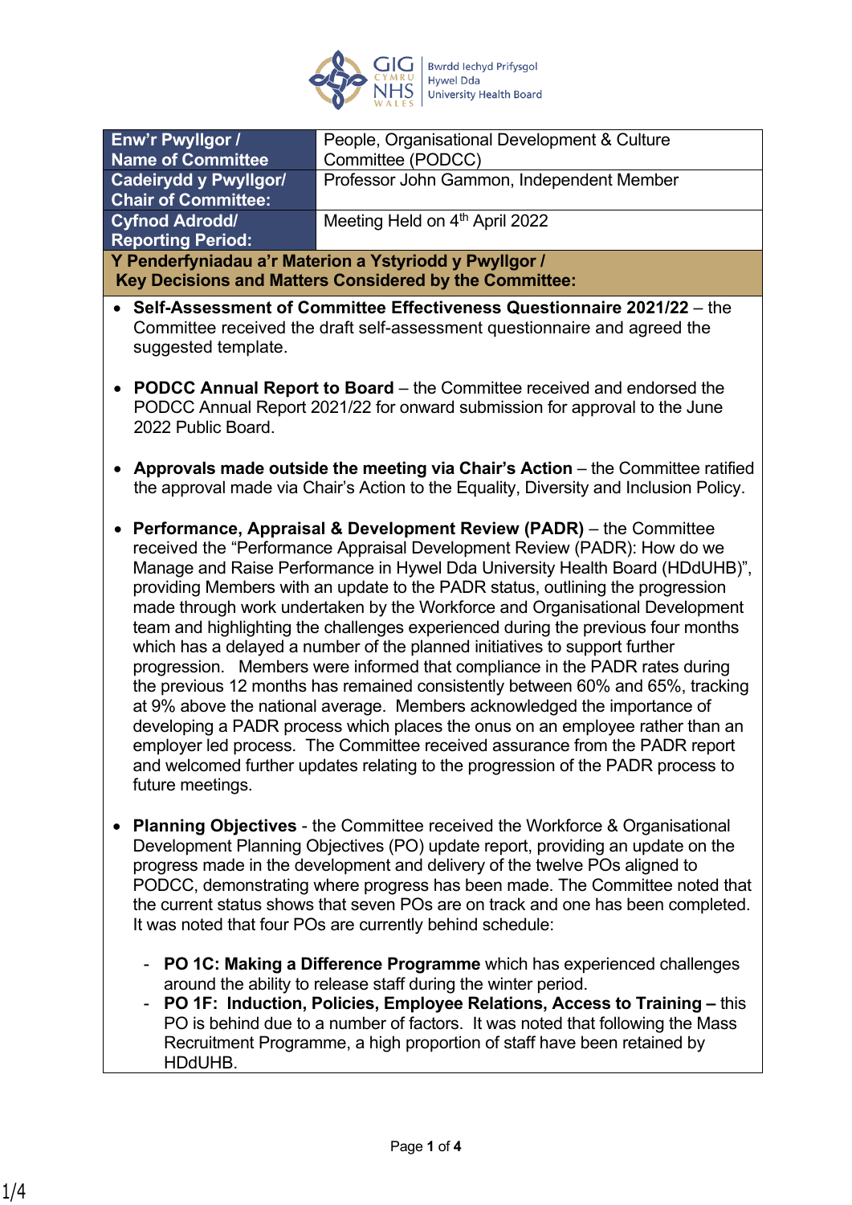| Enw'r Pwyllgor / Name of Committee | People, Organisational Development & Culture Committee (PODCC) |
|---|---|
| Cadeirydd y Pwyllgor/ Chair of Committee: | Professor John Gammon, Independent Member |
| Cyfnod Adrodd/ Reporting Period: | Meeting Held on 4th April 2022 |

**Y Penderfyniadau a'r Materion a Ystyriodd y Pwyllgor / Key Decisions and Matters Considered by the Committee:**

- **Self-Assessment of Committee Effectiveness Questionnaire 2021/22** – the Committee received the draft self-assessment questionnaire and agreed the suggested template.

- **PODCC Annual Report to Board** – the Committee received and endorsed the PODCC Annual Report 2021/22 for onward submission for approval to the June 2022 Public Board.

- **Approvals made outside the meeting via Chair's Action** – the Committee ratified the approval made via Chair's Action to the Equality, Diversity and Inclusion Policy.

- **Performance, Appraisal & Development Review (PADR)** – the Committee received the "Performance Appraisal Development Review (PADR): How do we Manage and Raise Performance in Hywel Dda University Health Board (HDdUHB)", providing Members with an update to the PADR status, outlining the progression made through work undertaken by the Workforce and Organisational Development team and highlighting the challenges experienced during the previous four months which has a delayed a number of the planned initiatives to support further progression. Members were informed that compliance in the PADR rates during the previous 12 months has remained consistently between 60% and 65%, tracking at 9% above the national average. Members acknowledged the importance of developing a PADR process which places the onus on an employee rather than an employer led process. The Committee received assurance from the PADR report and welcomed further updates relating to the progression of the PADR process to future meetings.

- **Planning Objectives** - the Committee received the Workforce & Organisational Development Planning Objectives (PO) update report, providing an update on the progress made in the development and delivery of the twelve POs aligned to PODCC, demonstrating where progress has been made. The Committee noted that the current status shows that seven POs are on track and one has been completed. It was noted that four POs are currently behind schedule:

  - **PO 1C: Making a Difference Programme** which has experienced challenges around the ability to release staff during the winter period.
  - **PO 1F: Induction, Policies, Employee Relations, Access to Training –** this PO is behind due to a number of factors. It was noted that following the Mass Recruitment Programme, a high proportion of staff have been retained by HDdUHB.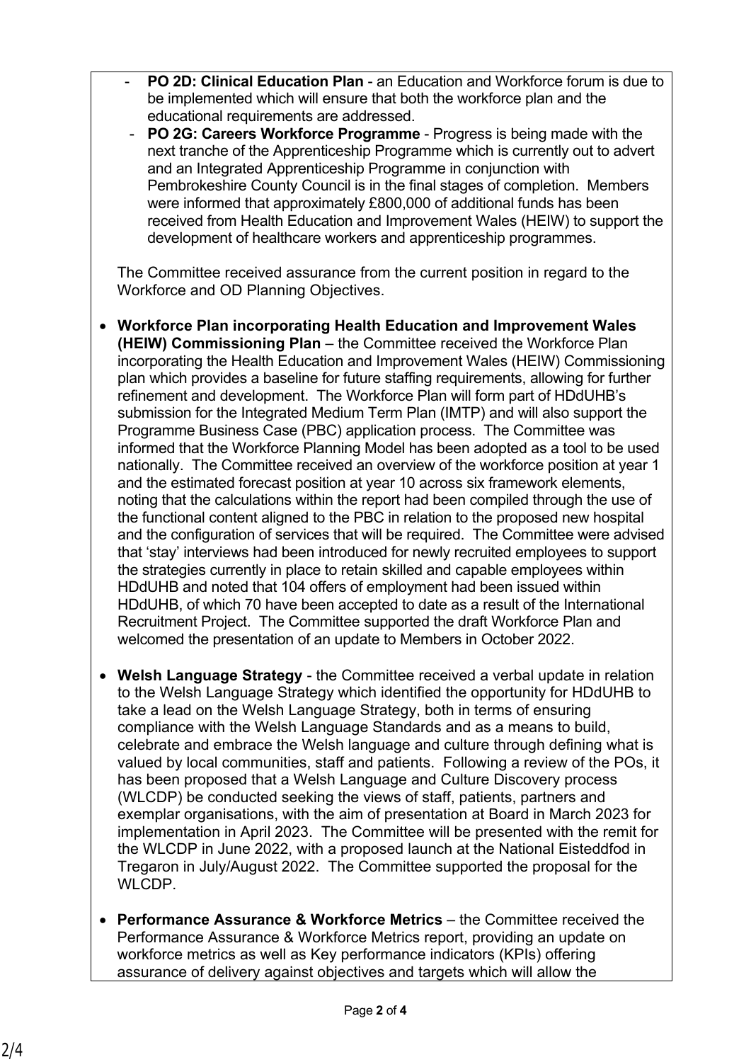- **PO 2D: Clinical Education Plan** - an Education and Workforce forum is due to be implemented which will ensure that both the workforce plan and the educational requirements are addressed.
- **PO 2G: Careers Workforce Programme** - Progress is being made with the next tranche of the Apprenticeship Programme which is currently out to advert and an Integrated Apprenticeship Programme in conjunction with Pembrokeshire County Council is in the final stages of completion. Members were informed that approximately £800,000 of additional funds has been received from Health Education and Improvement Wales (HEIW) to support the development of healthcare workers and apprenticeship programmes.

The Committee received assurance from the current position in regard to the Workforce and OD Planning Objectives.

- **Workforce Plan incorporating Health Education and Improvement Wales (HEIW) Commissioning Plan** – the Committee received the Workforce Plan incorporating the Health Education and Improvement Wales (HEIW) Commissioning plan which provides a baseline for future staffing requirements, allowing for further refinement and development. The Workforce Plan will form part of HDdUHB's submission for the Integrated Medium Term Plan (IMTP) and will also support the Programme Business Case (PBC) application process. The Committee was informed that the Workforce Planning Model has been adopted as a tool to be used nationally. The Committee received an overview of the workforce position at year 1 and the estimated forecast position at year 10 across six framework elements, noting that the calculations within the report had been compiled through the use of the functional content aligned to the PBC in relation to the proposed new hospital and the configuration of services that will be required. The Committee were advised that 'stay' interviews had been introduced for newly recruited employees to support the strategies currently in place to retain skilled and capable employees within HDdUHB and noted that 104 offers of employment had been issued within HDdUHB, of which 70 have been accepted to date as a result of the International Recruitment Project. The Committee supported the draft Workforce Plan and welcomed the presentation of an update to Members in October 2022.

- **Welsh Language Strategy** - the Committee received a verbal update in relation to the Welsh Language Strategy which identified the opportunity for HDdUHB to take a lead on the Welsh Language Strategy, both in terms of ensuring compliance with the Welsh Language Standards and as a means to build, celebrate and embrace the Welsh language and culture through defining what is valued by local communities, staff and patients. Following a review of the POs, it has been proposed that a Welsh Language and Culture Discovery process (WLCDP) be conducted seeking the views of staff, patients, partners and exemplar organisations, with the aim of presentation at Board in March 2023 for implementation in April 2023. The Committee will be presented with the remit for the WLCDP in June 2022, with a proposed launch at the National Eisteddfod in Tregaron in July/August 2022. The Committee supported the proposal for the WLCDP.

- **Performance Assurance & Workforce Metrics** – the Committee received the Performance Assurance & Workforce Metrics report, providing an update on workforce metrics as well as Key performance indicators (KPIs) offering assurance of delivery against objectives and targets which will allow the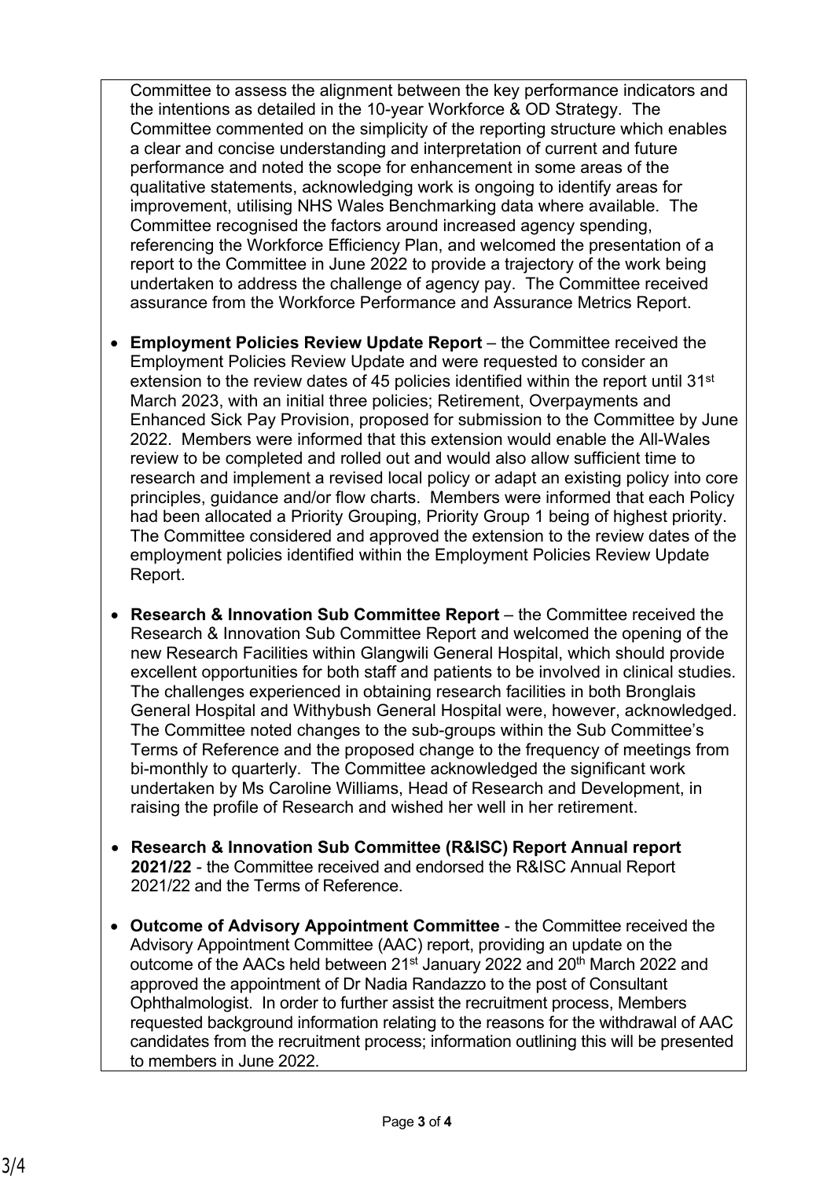Committee to assess the alignment between the key performance indicators and the intentions as detailed in the 10-year Workforce & OD Strategy. The Committee commented on the simplicity of the reporting structure which enables a clear and concise understanding and interpretation of current and future performance and noted the scope for enhancement in some areas of the qualitative statements, acknowledging work is ongoing to identify areas for improvement, utilising NHS Wales Benchmarking data where available. The Committee recognised the factors around increased agency spending, referencing the Workforce Efficiency Plan, and welcomed the presentation of a report to the Committee in June 2022 to provide a trajectory of the work being undertaken to address the challenge of agency pay. The Committee received assurance from the Workforce Performance and Assurance Metrics Report.

- **Employment Policies Review Update Report** – the Committee received the Employment Policies Review Update and were requested to consider an extension to the review dates of 45 policies identified within the report until 31st March 2023, with an initial three policies; Retirement, Overpayments and Enhanced Sick Pay Provision, proposed for submission to the Committee by June 2022. Members were informed that this extension would enable the All-Wales review to be completed and rolled out and would also allow sufficient time to research and implement a revised local policy or adapt an existing policy into core principles, guidance and/or flow charts. Members were informed that each Policy had been allocated a Priority Grouping, Priority Group 1 being of highest priority. The Committee considered and approved the extension to the review dates of the employment policies identified within the Employment Policies Review Update Report.

- **Research & Innovation Sub Committee Report** – the Committee received the Research & Innovation Sub Committee Report and welcomed the opening of the new Research Facilities within Glangwili General Hospital, which should provide excellent opportunities for both staff and patients to be involved in clinical studies. The challenges experienced in obtaining research facilities in both Bronglais General Hospital and Withybush General Hospital were, however, acknowledged. The Committee noted changes to the sub-groups within the Sub Committee's Terms of Reference and the proposed change to the frequency of meetings from bi-monthly to quarterly. The Committee acknowledged the significant work undertaken by Ms Caroline Williams, Head of Research and Development, in raising the profile of Research and wished her well in her retirement.

- **Research & Innovation Sub Committee (R&ISC) Report Annual report 2021/22** - the Committee received and endorsed the R&ISC Annual Report 2021/22 and the Terms of Reference.

- **Outcome of Advisory Appointment Committee** - the Committee received the Advisory Appointment Committee (AAC) report, providing an update on the outcome of the AACs held between 21st January 2022 and 20th March 2022 and approved the appointment of Dr Nadia Randazzo to the post of Consultant Ophthalmologist. In order to further assist the recruitment process, Members requested background information relating to the reasons for the withdrawal of AAC candidates from the recruitment process; information outlining this will be presented to members in June 2022.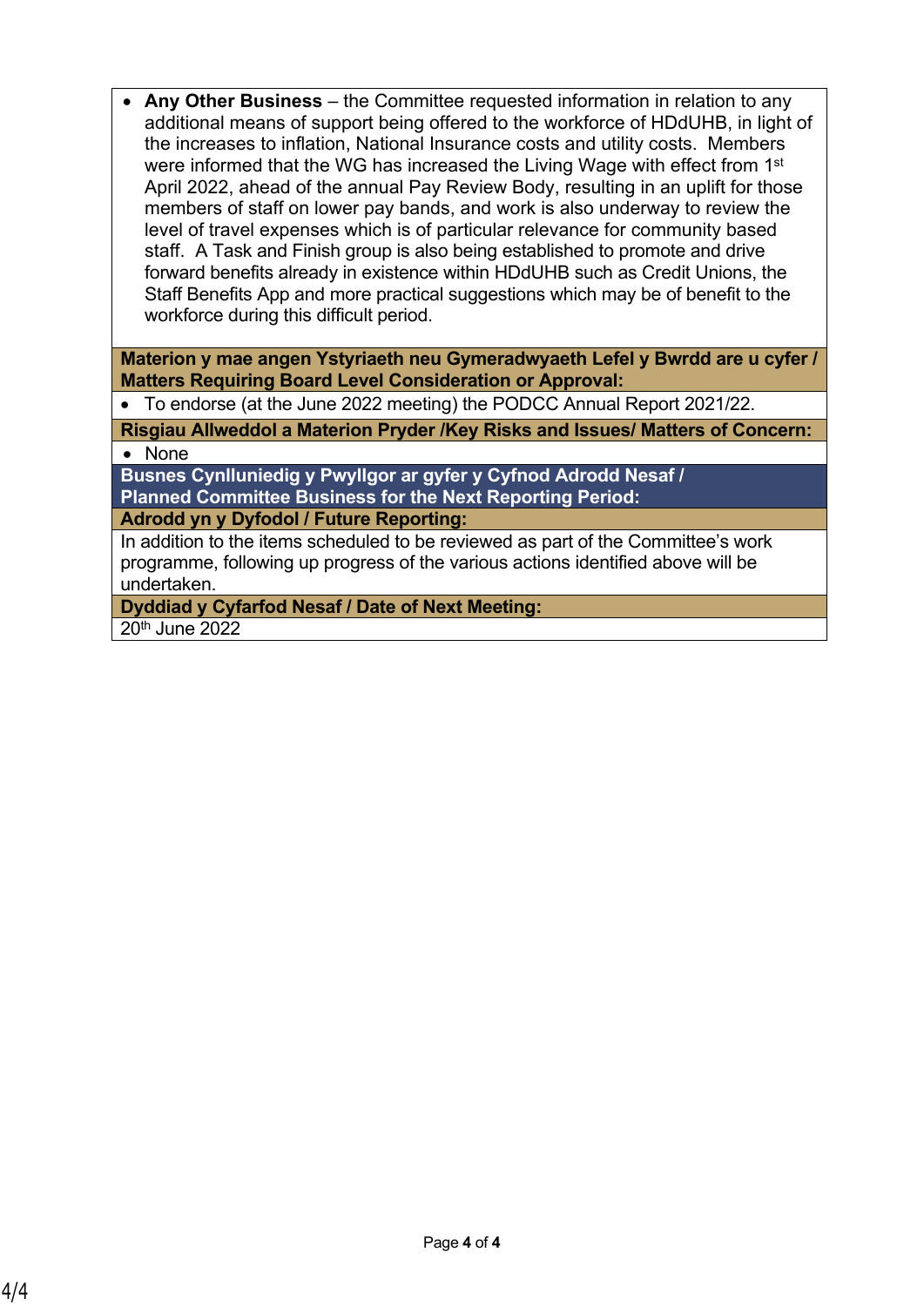- **Any Other Business** – the Committee requested information in relation to any additional means of support being offered to the workforce of HDdUHB, in light of the increases to inflation, National Insurance costs and utility costs. Members were informed that the WG has increased the Living Wage with effect from 1st April 2022, ahead of the annual Pay Review Body, resulting in an uplift for those members of staff on lower pay bands, and work is also underway to review the level of travel expenses which is of particular relevance for community based staff. A Task and Finish group is also being established to promote and drive forward benefits already in existence within HDdUHB such as Credit Unions, the Staff Benefits App and more practical suggestions which may be of benefit to the workforce during this difficult period.

**Materion y mae angen Ystyriaeth neu Gymeradwyaeth Lefel y Bwrdd are u cyfer / Matters Requiring Board Level Consideration or Approval:**

- To endorse (at the June 2022 meeting) the PODCC Annual Report 2021/22.

**Risgiau Allweddol a Materion Pryder /Key Risks and Issues/ Matters of Concern:**

- None

**Busnes Cynlluniedig y Pwyllgor ar gyfer y Cyfnod Adrodd Nesaf / Planned Committee Business for the Next Reporting Period:**

**Adrodd yn y Dyfodol / Future Reporting:**

In addition to the items scheduled to be reviewed as part of the Committee's work programme, following up progress of the various actions identified above will be undertaken.

**Dyddiad y Cyfarfod Nesaf / Date of Next Meeting:**

20th June 2022